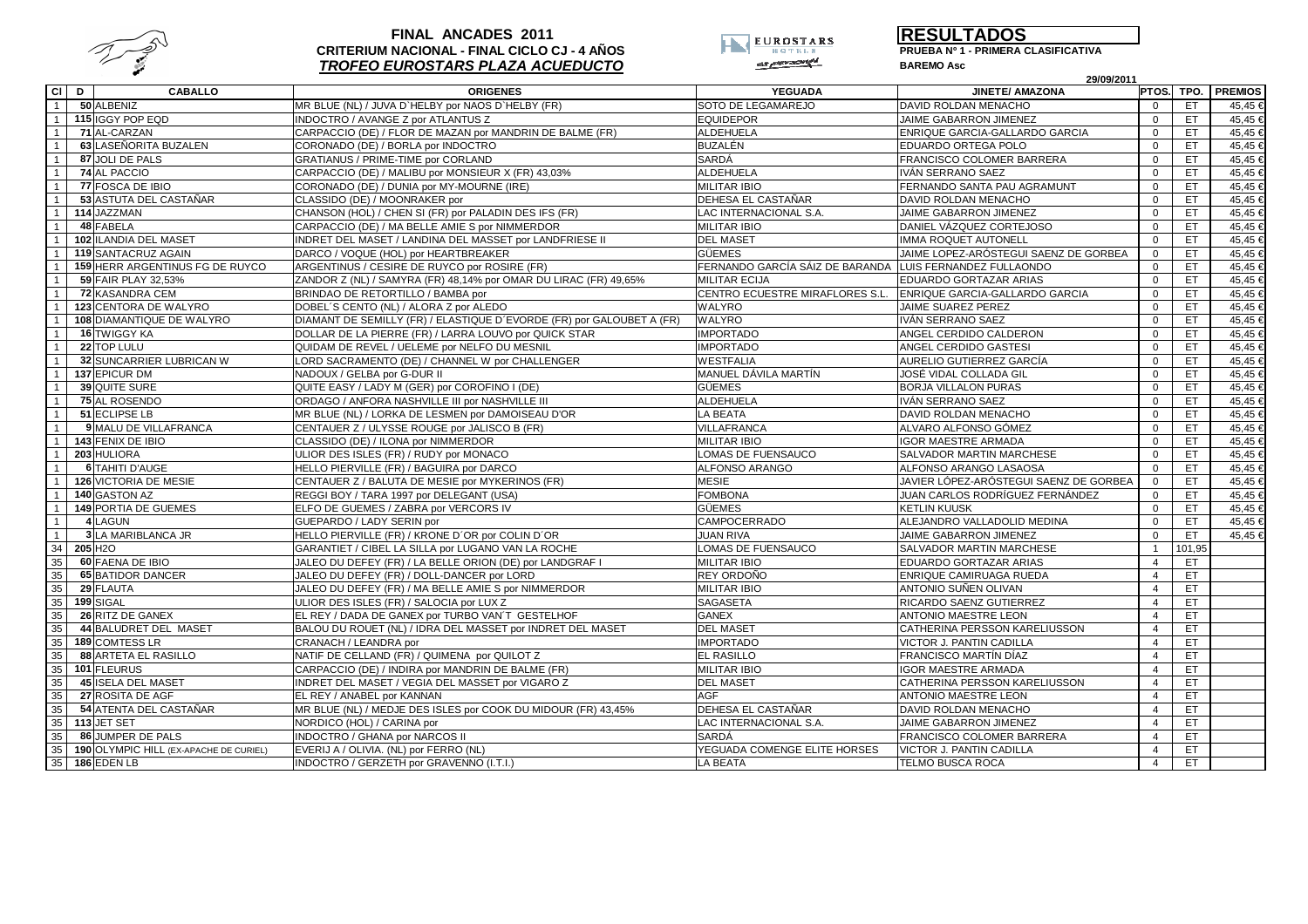# FINAL ANCADES 2011

## CRITERIUM NACIONAL - FINAL CICLO CJ - 4 AÑOS

## *TROFEO EUROSTARS PLAZA ACUEDUCTO*

**RESULTADOS**

**PRUEBA Nº 1 - PRIMERA CLASIFICATIVA**

**BAREMO Asc**

29/09/2011

| Cl | D | CABALLO | ORIGENES | YEGUADA | JINETE/ AMAZONA | PTOS. | TPO. | PREMIOS |
|---|---|---|---|---|---|---|---|---|
| 1 | 50 | ALBENIZ | MR BLUE (NL) / JUVA D`HELBY por NAOS D`HELBY (FR) | SOTO DE LEGAMAREJO | DAVID ROLDAN MENACHO | 0 | ET | 45,45 € |
| 1 | 115 | IGGY POP EQD | INDOCTRO / AVANGE Z por ATLANTUS Z | EQUIDEPOR | JAIME GABARRON JIMENEZ | 0 | ET | 45,45 € |
| 1 | 71 | AL-CARZAN | CARPACCIO (DE) / FLOR DE MAZAN por MANDRIN DE BALME (FR) | ALDEHUELA | ENRIQUE GARCIA-GALLARDO GARCIA | 0 | ET | 45,45 € |
| 1 | 63 | LASEÑORITA BUZALEN | CORONADO (DE) / BORLA por INDOCTRO | BUZALÉN | EDUARDO ORTEGA POLO | 0 | ET | 45,45 € |
| 1 | 87 | JOLI DE PALS | GRATIANUS / PRIME-TIME por CORLAND | SARDÁ | FRANCISCO COLOMER BARRERA | 0 | ET | 45,45 € |
| 1 | 74 | AL PACCIO | CARPACCIO (DE) / MALIBU por MONSIEUR X (FR) 43,03% | ALDEHUELA | IVÁN SERRANO SAEZ | 0 | ET | 45,45 € |
| 1 | 77 | FOSCA DE IBIO | CORONADO (DE) / DUNIA por MY-MOURNE (IRE) | MILITAR IBIO | FERNANDO SANTA PAU AGRAMUNT | 0 | ET | 45,45 € |
| 1 | 53 | ASTUTA DEL CASTAÑAR | CLASSIDO (DE) / MOONRAKER por | DEHESA EL CASTAÑAR | DAVID ROLDAN MENACHO | 0 | ET | 45,45 € |
| 1 | 114 | JAZZMAN | CHANSON (HOL) / CHEN SI (FR) por PALADIN DES IFS (FR) | LAC INTERNACIONAL S.A. | JAIME GABARRON JIMENEZ | 0 | ET | 45,45 € |
| 1 | 48 | FABELA | CARPACCIO (DE) / MA BELLE AMIE S por NIMMERDOR | MILITAR IBIO | DANIEL VÁZQUEZ CORTEJOSO | 0 | ET | 45,45 € |
| 1 | 102 | ILANDIA DEL MASET | INDRET DEL MASET / LANDINA DEL MASSET por LANDFRIESE II | DEL MASET | IMMA ROQUET AUTONELL | 0 | ET | 45,45 € |
| 1 | 119 | SANTACRUZ AGAIN | DARCO / VOQUE (HOL) por HEARTBREAKER | GÜEMES | JAIME LOPEZ-ARÓSTEGUI SAENZ DE GORBEA | 0 | ET | 45,45 € |
| 1 | 159 | HERR ARGENTINUS FG DE RUYCO | ARGENTINUS / CESIRE DE RUYCO por ROSIRE (FR) | FERNANDO GARCÍA SÁIZ DE BARANDA | LUIS FERNANDEZ FULLAONDO | 0 | ET | 45,45 € |
| 1 | 59 | FAIR PLAY 32,53% | ZANDOR Z (NL) / SAMYRA (FR) 48,14% por OMAR DU LIRAC (FR) 49,65% | MILITAR ECIJA | EDUARDO GORTAZAR ARIAS | 0 | ET | 45,45 € |
| 1 | 72 | KASANDRA CEM | BRINDAO DE RETORTILLO / BAMBA por | CENTRO ECUESTRE MIRAFLORES S.L. | ENRIQUE GARCIA-GALLARDO GARCIA | 0 | ET | 45,45 € |
| 1 | 123 | CENTORA DE WALYRO | DOBEL´S CENTO (NL) / ALORA Z por ALEDO | WALYRO | JAIME SUAREZ PEREZ | 0 | ET | 45,45 € |
| 1 | 108 | DIAMANTIQUE DE WALYRO | DIAMANT DE SEMILLY (FR) / ELASTIQUE D´EVORDE (FR) por GALOUBET A (FR) | WALYRO | IVÁN SERRANO SAEZ | 0 | ET | 45,45 € |
| 1 | 16 | TWIGGY KA | DOLLAR DE LA PIERRE (FR) / LARRA LOUVO por QUICK STAR | IMPORTADO | ANGEL CERDIDO CALDERON | 0 | ET | 45,45 € |
| 1 | 22 | TOP LULU | QUIDAM DE REVEL / UELEME por NELFO DU MESNIL | IMPORTADO | ANGEL CERDIDO GASTESI | 0 | ET | 45,45 € |
| 1 | 32 | SUNCARRIER LUBRICAN W | LORD SACRAMENTO (DE) / CHANNEL W por CHALLENGER | WESTFALIA | AURELIO GUTIERREZ GARCÍA | 0 | ET | 45,45 € |
| 1 | 137 | EPICUR DM | NADOUX / GELBA por G-DUR II | MANUEL DÁVILA MARTÍN | JOSÉ VIDAL COLLADA GIL | 0 | ET | 45,45 € |
| 1 | 39 | QUITE SURE | QUITE EASY / LADY M (GER) por COROFINO I (DE) | GÜEMES | BORJA VILLALON PURAS | 0 | ET | 45,45 € |
| 1 | 75 | AL ROSENDO | ORDAGO / ANFORA NASHVILLE III por NASHVILLE III | ALDEHUELA | IVÁN SERRANO SAEZ | 0 | ET | 45,45 € |
| 1 | 51 | ECLIPSE LB | MR BLUE (NL) / LORKA DE LESMEN por DAMOISEAU D'OR | LA BEATA | DAVID ROLDAN MENACHO | 0 | ET | 45,45 € |
| 1 | 9 | MALU DE VILLAFRANCA | CENTAUER Z / ULYSSE ROUGE por JALISCO B (FR) | VILLAFRANCA | ALVARO ALFONSO GÓMEZ | 0 | ET | 45,45 € |
| 1 | 143 | FENIX DE IBIO | CLASSIDO (DE) / ILONA por NIMMERDOR | MILITAR IBIO | IGOR MAESTRE ARMADA | 0 | ET | 45,45 € |
| 1 | 203 | HULIORA | ULIOR DES ISLES (FR) / RUDY por MONACO | LOMAS DE FUENSAUCO | SALVADOR MARTIN MARCHESE | 0 | ET | 45,45 € |
| 1 | 6 | TAHITI D'AUGE | HELLO PIERVILLE (FR) / BAGUIRA por DARCO | ALFONSO ARANGO | ALFONSO ARANGO LASAOSA | 0 | ET | 45,45 € |
| 1 | 126 | VICTORIA DE MESIE | CENTAUER Z / BALUTA DE MESIE por MYKERINOS (FR) | MESIE | JAVIER LÓPEZ-ARÓSTEGUI SAENZ DE GORBEA | 0 | ET | 45,45 € |
| 1 | 140 | GASTON AZ | REGGI BOY / TARA 1997 por DELEGANT (USA) | FOMBONA | JUAN CARLOS RODRÍGUEZ FERNÁNDEZ | 0 | ET | 45,45 € |
| 1 | 149 | PORTIA DE GUEMES | ELFO DE GUEMES / ZABRA por VERCORS IV | GÜEMES | KETLIN KUUSK | 0 | ET | 45,45 € |
| 1 | 4 | LAGUN | GUEPARDO / LADY SERIN por | CAMPOCERRADO | ALEJANDRO VALLADOLID MEDINA | 0 | ET | 45,45 € |
| 1 | 3 | LA MARIBLANCA JR | HELLO PIERVILLE (FR) / KRONE D´OR por COLIN D´OR | JUAN RIVA | JAIME GABARRON JIMENEZ | 0 | ET | 45,45 € |
| 34 | 205 | H2O | GARANTIET / CIBEL LA SILLA por LUGANO VAN LA ROCHE | LOMAS DE FUENSAUCO | SALVADOR MARTIN MARCHESE | 1 | 101,95 | |
| 35 | 60 | FAENA DE IBIO | JALEO DU DEFEY (FR) / LA BELLE ORION (DE) por LANDGRAF I | MILITAR IBIO | EDUARDO GORTAZAR ARIAS | 4 | ET | |
| 35 | 65 | BATIDOR DANCER | JALEO DU DEFEY (FR) / DOLL-DANCER por LORD | REY ORDOÑO | ENRIQUE CAMIRUAGA RUEDA | 4 | ET | |
| 35 | 29 | FLAUTA | JALEO DU DEFEY (FR) / MA BELLE AMIE S por NIMMERDOR | MILITAR IBIO | ANTONIO SUÑEN OLIVAN | 4 | ET | |
| 35 | 199 | SIGAL | ULIOR DES ISLES (FR) / SALOCIA por LUX Z | SAGASETA | RICARDO SAENZ GUTIERREZ | 4 | ET | |
| 35 | 26 | RITZ DE GANEX | EL REY / DADA DE GANEX por TURBO VAN´T GESTELHOF | GANEX | ANTONIO MAESTRE LEON | 4 | ET | |
| 35 | 44 | BALUDRET DEL MASET | BALOU DU ROUET (NL) / IDRA DEL MASSET por INDRET DEL MASET | DEL MASET | CATHERINA PERSSON KARELIUSSON | 4 | ET | |
| 35 | 189 | COMTESS LR | CRANACH / LEANDRA por | IMPORTADO | VICTOR J. PANTIN CADILLA | 4 | ET | |
| 35 | 88 | ARTETA EL RASILLO | NATIF DE CELLAND (FR) / QUIMENA por QUILOT Z | EL RASILLO | FRANCISCO MARTÍN DÍAZ | 4 | ET | |
| 35 | 101 | FLEURUS | CARPACCIO (DE) / INDIRA por MANDRIN DE BALME (FR) | MILITAR IBIO | IGOR MAESTRE ARMADA | 4 | ET | |
| 35 | 45 | ISELA DEL MASET | INDRET DEL MASET / VEGIA DEL MASSET por VIGARO Z | DEL MASET | CATHERINA PERSSON KARELIUSSON | 4 | ET | |
| 35 | 27 | ROSITA DE AGF | EL REY / ANABEL por KANNAN | AGF | ANTONIO MAESTRE LEON | 4 | ET | |
| 35 | 54 | ATENTA DEL CASTAÑAR | MR BLUE (NL) / MEDJE DES ISLES por COOK DU MIDOUR (FR) 43,45% | DEHESA EL CASTAÑAR | DAVID ROLDAN MENACHO | 4 | ET | |
| 35 | 113 | JET SET | NORDICO (HOL) / CARINA por | LAC INTERNACIONAL S.A. | JAIME GABARRON JIMENEZ | 4 | ET | |
| 35 | 86 | JUMPER DE PALS | INDOCTRO / GHANA por NARCOS II | SARDÁ | FRANCISCO COLOMER BARRERA | 4 | ET | |
| 35 | 190 | OLYMPIC HILL (EX-APACHE DE CURIEL) | EVERIJ A / OLIVIA. (NL) por FERRO (NL) | YEGUADA COMENGE ELITE HORSES | VICTOR J. PANTIN CADILLA | 4 | ET | |
| 35 | 186 | EDEN LB | INDOCTRO / GERZETH por GRAVENNO (I.T.I.) | LA BEATA | TELMO BUSCA ROCA | 4 | ET | |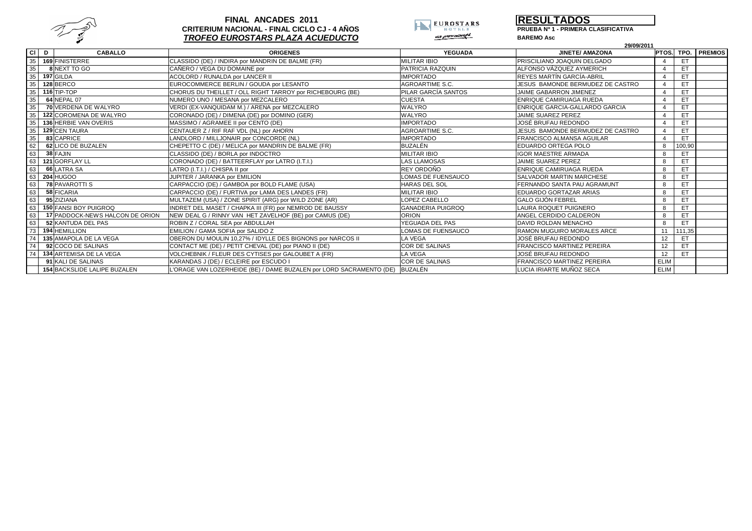# FINAL ANCADES 2011
## CRITERIUM NACIONAL - FINAL CICLO CJ - 4 AÑOS
### *TROFEO EUROSTARS PLAZA ACUEDUCTO*

**RESULTADOS**

**PRUEBA Nº 1 - PRIMERA CLASIFICATIVA**

**BAREMO Asc**

29/09/2011

| Cl | D | CABALLO | ORIGENES | YEGUADA | JINETE/ AMAZONA | PTOS. | TPO. | PREMIOS |
|---|---|---|---|---|---|---|---|---|
| 35 | 169 | FINISTERRE | CLASSIDO (DE) / INDIRA por MANDRIN DE BALME (FR) | MILITAR IBIO | PRISCILIANO JOAQUIN DELGADO | 4 | ET | |
| 35 | 8 | NEXT TO GO | CAÑERO / VEGA DU DOMAINE por | PATRICIA RAZQUIN | ALFONSO VÁZQUEZ AYMERICH | 4 | ET | |
| 35 | 197 | GILDA | ACOLORD / RUNALDA por LANCER II | IMPORTADO | REYES MARTÍN GARCÍA-ABRIL | 4 | ET | |
| 35 | 128 | BERCO | EUROCOMMERCE BERLIN / GOUDA por LESANTO | AGROARTIME S.C. | JESUS BAMONDE BERMUDEZ DE CASTRO | 4 | ET | |
| 35 | 116 | TIP-TOP | CHORUS DU THEILLET / OLL RIGHT TARROY por RICHEBOURG (BE) | PILAR GARCÍA SANTOS | JAIME GABARRON JIMENEZ | 4 | ET | |
| 35 | 64 | NEPAL 07 | NUMERO UNO / MESANA por MEZCALERO | CUESTA | ENRIQUE CAMIRUAGA RUEDA | 4 | ET | |
| 35 | 70 | VERDENA DE WALYRO | VERDI (EX-VANQUIDAM M.) / ARENA por MEZCALERO | WALYRO | ENRIQUE GARCIA-GALLARDO GARCIA | 4 | ET | |
| 35 | 122 | COROMENA DE WALYRO | CORONADO (DE) / DIMENA (DE) por DOMINO (GER) | WALYRO | JAIME SUAREZ PEREZ | 4 | ET | |
| 35 | 136 | HERBIE VAN OVERIS | MASSIMO / AGRAMEE II por CENTO (DE) | IMPORTADO | JOSÉ BRUFAU REDONDO | 4 | ET | |
| 35 | 129 | CEN TAURA | CENTAUER Z / RIF RAF VDL (NL) por AHORN | AGROARTIME S.C. | JESUS BAMONDE BERMUDEZ DE CASTRO | 4 | ET | |
| 35 | 83 | CAPRICE | LANDLORD / MILLJONAIR por CONCORDE (NL) | IMPORTADO | FRANCISCO ALMANSA AGUILAR | 4 | ET | |
| 62 | 62 | LICO DE BUZALEN | CHEPETTO C (DE) / MELICA por MANDRIN DE BALME (FR) | BUZALÉN | EDUARDO ORTEGA POLO | 8 | 100,90 | |
| 63 | 38 | FAJIN | CLASSIDO (DE) / BORLA por INDOCTRO | MILITAR IBIO | IGOR MAESTRE ARMADA | 8 | ET | |
| 63 | 121 | GORFLAY LL | CORONADO (DE) / BATTEERFLAY por LATRO (I.T.I.) | LAS LLAMOSAS | JAIME SUAREZ PEREZ | 8 | ET | |
| 63 | 66 | LATRA SA | LATRO (I.T.I.) / CHISPA II por | REY ORDOÑO | ENRIQUE CAMIRUAGA RUEDA | 8 | ET | |
| 63 | 204 | HUGOO | JUPITER / JARANKA por EMILION | LOMAS DE FUENSAUCO | SALVADOR MARTIN MARCHESE | 8 | ET | |
| 63 | 78 | PAVAROTTI S | CARPACCIO (DE) / GAMBOA por BOLD FLAME (USA) | HARAS DEL SOL | FERNANDO SANTA PAU AGRAMUNT | 8 | ET | |
| 63 | 58 | FICARIA | CARPACCIO (DE) / FURTIVA por LAMA DES LANDES (FR) | MILITAR IBIO | EDUARDO GORTAZAR ARIAS | 8 | ET | |
| 63 | 95 | ZIZIANA | MULTAZEM (USA) / ZONE SPIRIT (ARG) por WILD ZONE (AR) | LOPEZ CABELLO | GALO GIJÓN FEBREL | 8 | ET | |
| 63 | 150 | FANSI BOY PUIGROQ | INDRET DEL MASET / CHAPKA III (FR) por NEMROD DE BAUSSY | GANADERIA PUIGROQ | LAURA ROQUET PUIGNERO | 8 | ET | |
| 63 | 17 | PADDOCK-NEWS HALCON DE ORION | NEW DEAL G / RINNY VAN HET ZAVELHOF (BE) por CAMUS (DE) | ORION | ANGEL CERDIDO CALDERON | 8 | ET | |
| 63 | 52 | KANTUDA DEL PAS | ROBIN Z / CORAL SEA por ABDULLAH | YEGUADA DEL PAS | DAVID ROLDAN MENACHO | 8 | ET | |
| 73 | 194 | HEMILLION | EMILION / GAMA SOFIA por SALIDO Z | LOMAS DE FUENSAUCO | RAMON MUGUIRO MORALES ARCE | 11 | 111,35 | |
| 74 | 135 | AMAPOLA DE LA VEGA | OBERON DU MOULIN 10,27% / IDYLLE DES BIGNONS por NARCOS II | LA VEGA | JOSÉ BRUFAU REDONDO | 12 | ET | |
| 74 | 92 | COCO DE SALINAS | CONTACT ME (DE) / PETIT CHEVAL (DE) por PIANO II (DE) | COR DE SALINAS | FRANCISCO MARTINEZ PEREIRA | 12 | ET | |
| 74 | 134 | ARTEMISA DE LA VEGA | VOLCHEBNIK / FLEUR DES CYTISES por GALOUBET A (FR) | LA VEGA | JOSÉ BRUFAU REDONDO | 12 | ET | |
| | 91 | KALI DE SALINAS | KARANDAS J (DE) / ECLEIRE por ESCUDO I | COR DE SALINAS | FRANCISCO MARTINEZ PEREIRA | ELIM | | |
| | 154 | BACKSLIDE LALIPE BUZALEN | L'ORAGE VAN LOZERHEIDE (BE) / DAME BUZALEN por LORD SACRAMENTO (DE) | BUZALÉN | LUCIA IRIARTE MUÑOZ SECA | ELIM | | |